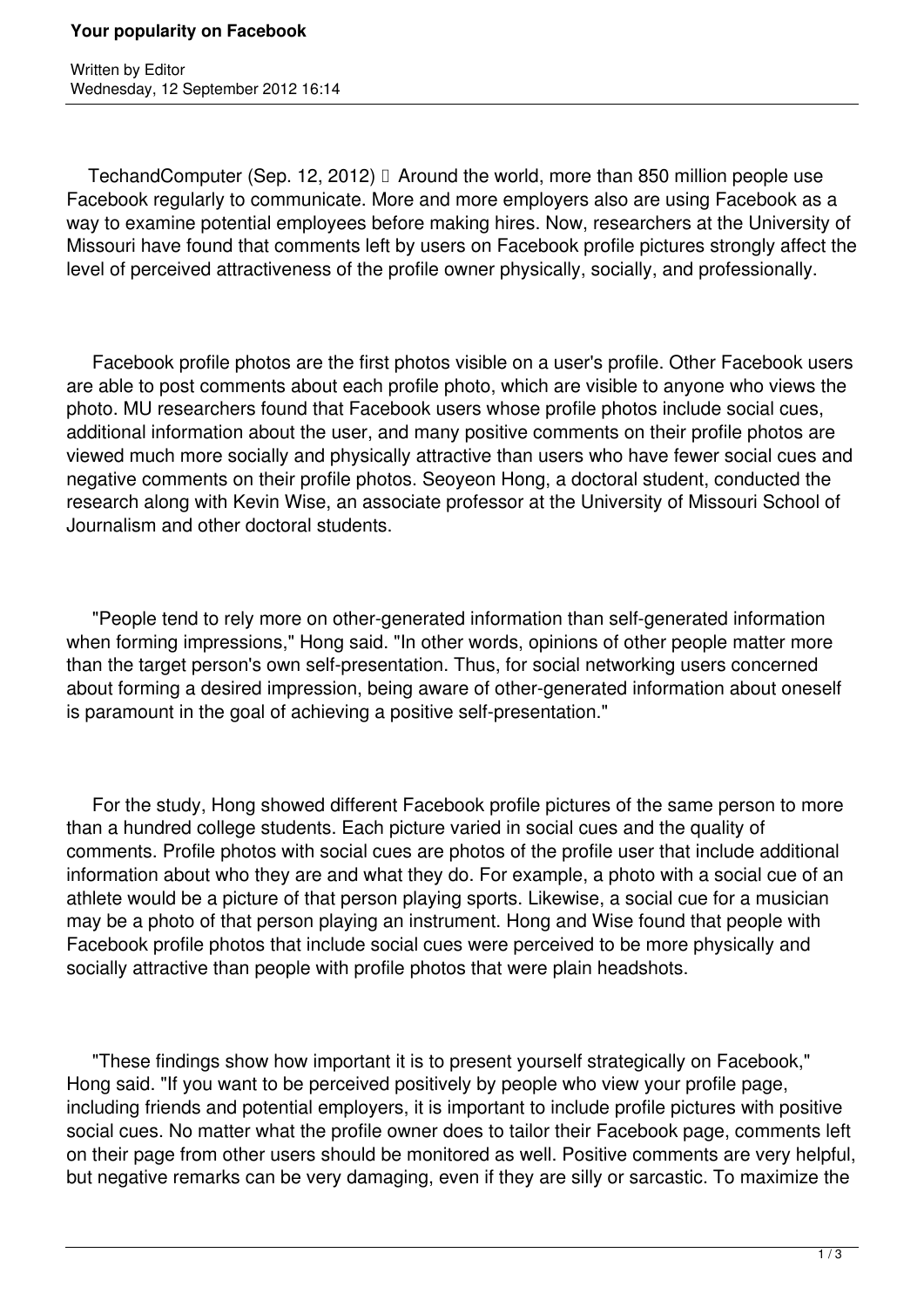# Your popularity on Facebook

Written by Editor
Wednesday, 12 September 2012 16:14

TechandComputer (Sep. 12, 2012)  Around the world, more than 850 million people use Facebook regularly to communicate. More and more employers also are using Facebook as a way to examine potential employees before making hires. Now, researchers at the University of Missouri have found that comments left by users on Facebook profile pictures strongly affect the level of perceived attractiveness of the profile owner physically, socially, and professionally.

Facebook profile photos are the first photos visible on a user's profile. Other Facebook users are able to post comments about each profile photo, which are visible to anyone who views the photo. MU researchers found that Facebook users whose profile photos include social cues, additional information about the user, and many positive comments on their profile photos are viewed much more socially and physically attractive than users who have fewer social cues and negative comments on their profile photos. Seoyeon Hong, a doctoral student, conducted the research along with Kevin Wise, an associate professor at the University of Missouri School of Journalism and other doctoral students.

"People tend to rely more on other-generated information than self-generated information when forming impressions," Hong said. "In other words, opinions of other people matter more than the target person's own self-presentation. Thus, for social networking users concerned about forming a desired impression, being aware of other-generated information about oneself is paramount in the goal of achieving a positive self-presentation."

For the study, Hong showed different Facebook profile pictures of the same person to more than a hundred college students. Each picture varied in social cues and the quality of comments. Profile photos with social cues are photos of the profile user that include additional information about who they are and what they do. For example, a photo with a social cue of an athlete would be a picture of that person playing sports. Likewise, a social cue for a musician may be a photo of that person playing an instrument. Hong and Wise found that people with Facebook profile photos that include social cues were perceived to be more physically and socially attractive than people with profile photos that were plain headshots.

"These findings show how important it is to present yourself strategically on Facebook," Hong said. "If you want to be perceived positively by people who view your profile page, including friends and potential employers, it is important to include profile pictures with positive social cues. No matter what the profile owner does to tailor their Facebook page, comments left on their page from other users should be monitored as well. Positive comments are very helpful, but negative remarks can be very damaging, even if they are silly or sarcastic. To maximize the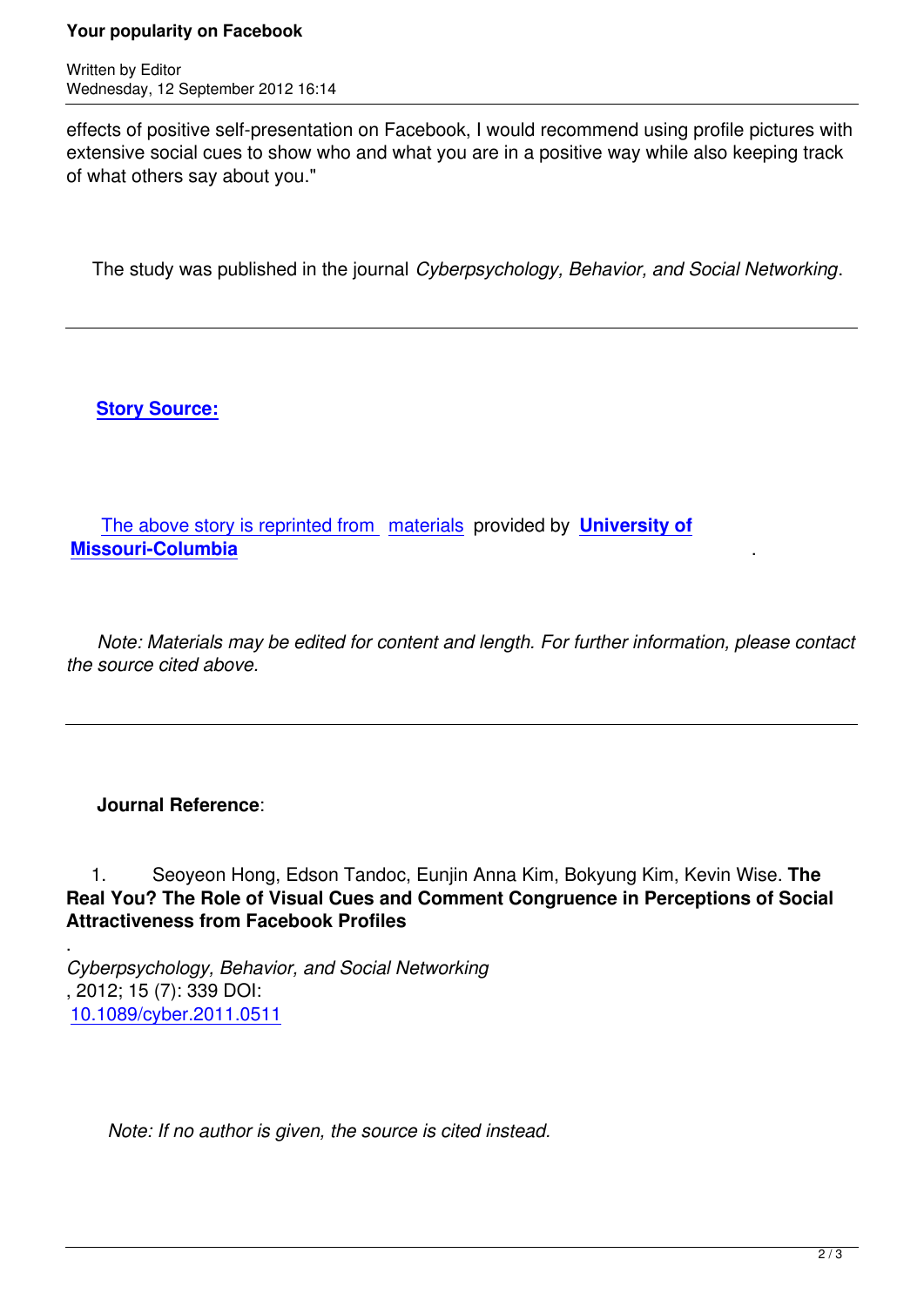effects of positive self-presentation on Facebook, I would recommend using profile pictures with extensive social cues to show who and what you are in a positive way while also keeping track of what others say about you."

The study was published in the journal *Cyberpsychology, Behavior, and Social Networking*.

---

**Story Source:**

The above story is reprinted from materials provided by **University of Missouri-Columbia**.

*Note: Materials may be edited for content and length. For further information, please contact the source cited above.*

---

**Journal Reference**:

1. Seoyeon Hong, Edson Tandoc, Eunjin Anna Kim, Bokyung Kim, Kevin Wise. **The Real You? The Role of Visual Cues and Comment Congruence in Perceptions of Social Attractiveness from Facebook Profiles**. *Cyberpsychology, Behavior, and Social Networking*, 2012; 15 (7): 339 DOI: 10.1089/cyber.2011.0511

*Note: If no author is given, the source is cited instead.*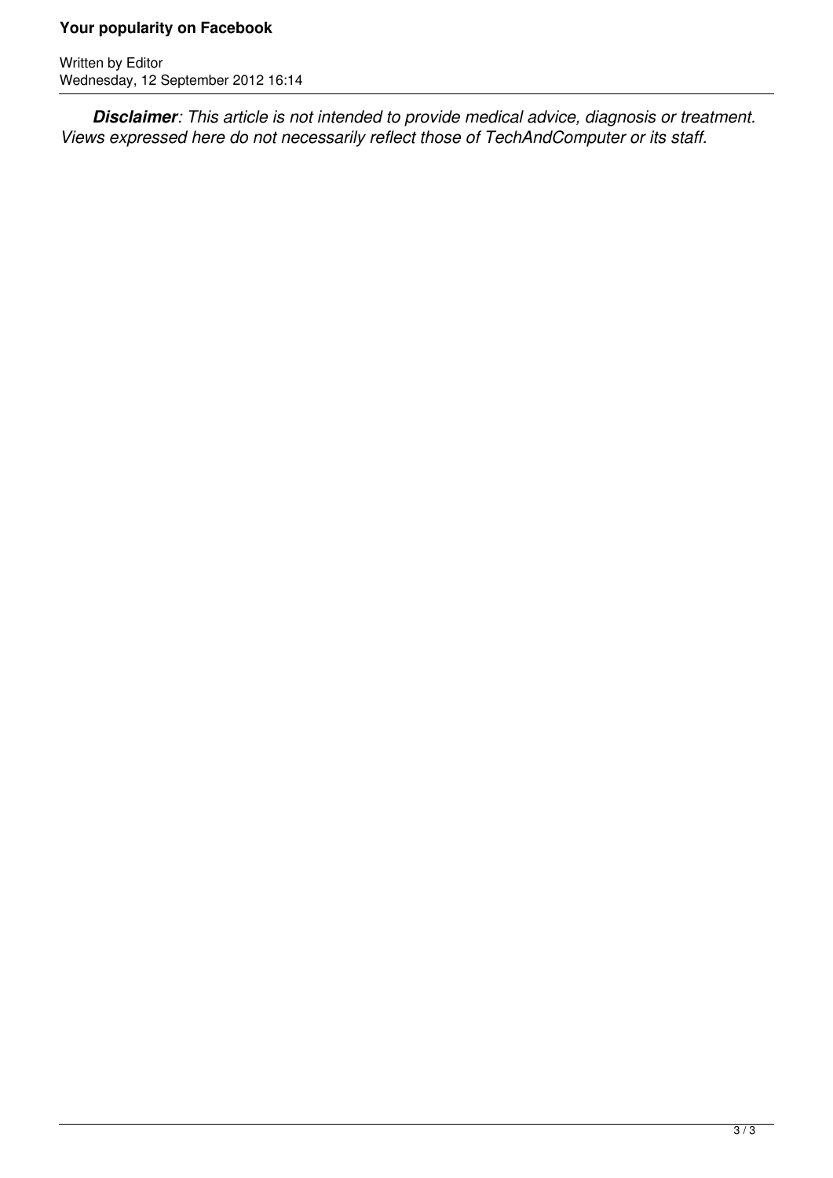***Disclaimer**: This article is not intended to provide medical advice, diagnosis or treatment. Views expressed here do not necessarily reflect those of TechAndComputer or its staff.*